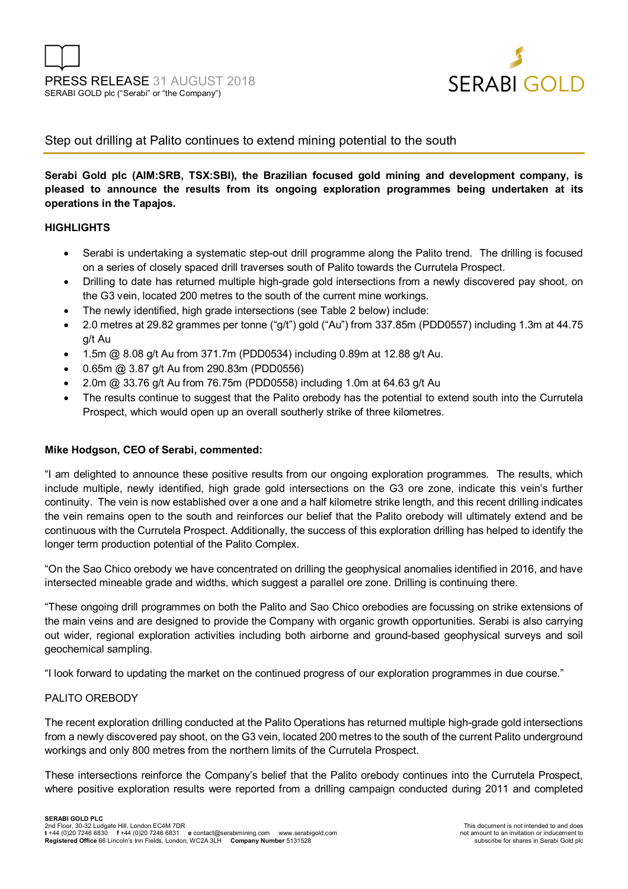PRESS RELEASE 31 AUGUST 2018
SERABI GOLD plc ("Serabi" or "the Company")

# Step out drilling at Palito continues to extend mining potential to the south

**Serabi Gold plc (AIM:SRB, TSX:SBI), the Brazilian focused gold mining and development company, is pleased to announce the results from its ongoing exploration programmes being undertaken at its operations in the Tapajos.**

## HIGHLIGHTS

- Serabi is undertaking a systematic step-out drill programme along the Palito trend. The drilling is focused on a series of closely spaced drill traverses south of Palito towards the Currutela Prospect.
- Drilling to date has returned multiple high-grade gold intersections from a newly discovered pay shoot, on the G3 vein, located 200 metres to the south of the current mine workings.
- The newly identified, high grade intersections (see Table 2 below) include:
- 2.0 metres at 29.82 grammes per tonne ("g/t") gold ("Au") from 337.85m (PDD0557) including 1.3m at 44.75 g/t Au
- 1.5m @ 8.08 g/t Au from 371.7m (PDD0534) including 0.89m at 12.88 g/t Au.
- 0.65m @ 3.87 g/t Au from 290.83m (PDD0556)
- 2.0m @ 33.76 g/t Au from 76.75m (PDD0558) including 1.0m at 64.63 g/t Au
- The results continue to suggest that the Palito orebody has the potential to extend south into the Currutela Prospect, which would open up an overall southerly strike of three kilometres.

**Mike Hodgson, CEO of Serabi, commented:**

"I am delighted to announce these positive results from our ongoing exploration programmes. The results, which include multiple, newly identified, high grade gold intersections on the G3 ore zone, indicate this vein's further continuity. The vein is now established over a one and a half kilometre strike length, and this recent drilling indicates the vein remains open to the south and reinforces our belief that the Palito orebody will ultimately extend and be continuous with the Currutela Prospect. Additionally, the success of this exploration drilling has helped to identify the longer term production potential of the Palito Complex.

"On the Sao Chico orebody we have concentrated on drilling the geophysical anomalies identified in 2016, and have intersected mineable grade and widths, which suggest a parallel ore zone. Drilling is continuing there.

"These ongoing drill programmes on both the Palito and Sao Chico orebodies are focussing on strike extensions of the main veins and are designed to provide the Company with organic growth opportunities. Serabi is also carrying out wider, regional exploration activities including both airborne and ground-based geophysical surveys and soil geochemical sampling.

"I look forward to updating the market on the continued progress of our exploration programmes in due course."

## PALITO OREBODY

The recent exploration drilling conducted at the Palito Operations has returned multiple high-grade gold intersections from a newly discovered pay shoot, on the G3 vein, located 200 metres to the south of the current Palito underground workings and only 800 metres from the northern limits of the Currutela Prospect.

These intersections reinforce the Company's belief that the Palito orebody continues into the Currutela Prospect, where positive exploration results were reported from a drilling campaign conducted during 2011 and completed

**SERABI GOLD PLC**
2nd Floor, 30-32 Ludgate Hill, London EC4M 7DR
**t** +44 (0)20 7246 6830 **f** +44 (0)20 7246 6831 **e** contact@serabimining.com www.serabigold.com
**Registered Office** 66 Lincoln's Inn Fields, London, WC2A 3LH **Company Number** 5131528

This document is not intended to and does not amount to an invitation or inducement to subscribe for shares in Serabi Gold plc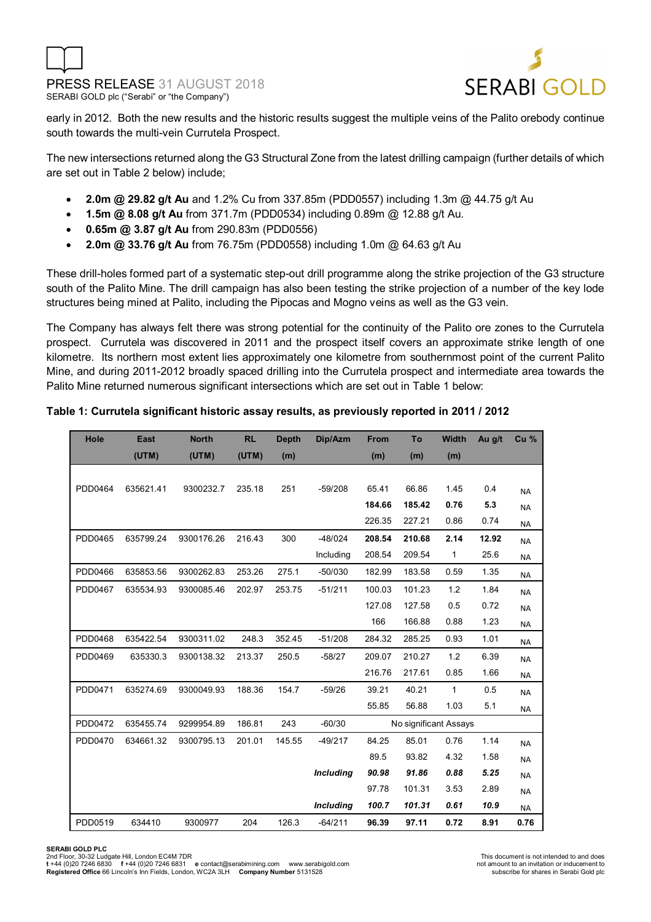early in 2012. Both the new results and the historic results suggest the multiple veins of the Palito orebody continue south towards the multi-vein Currutela Prospect.

The new intersections returned along the G3 Structural Zone from the latest drilling campaign (further details of which are set out in Table 2 below) include;

- **2.0m @ 29.82 g/t Au** and 1.2% Cu from 337.85m (PDD0557) including 1.3m @ 44.75 g/t Au
- **1.5m @ 8.08 g/t Au** from 371.7m (PDD0534) including 0.89m @ 12.88 g/t Au.
- **0.65m @ 3.87 g/t Au** from 290.83m (PDD0556)
- **2.0m @ 33.76 g/t Au** from 76.75m (PDD0558) including 1.0m @ 64.63 g/t Au

These drill-holes formed part of a systematic step-out drill programme along the strike projection of the G3 structure south of the Palito Mine. The drill campaign has also been testing the strike projection of a number of the key lode structures being mined at Palito, including the Pipocas and Mogno veins as well as the G3 vein.

The Company has always felt there was strong potential for the continuity of the Palito ore zones to the Currutela prospect. Currutela was discovered in 2011 and the prospect itself covers an approximate strike length of one kilometre. Its northern most extent lies approximately one kilometre from southernmost point of the current Palito Mine, and during 2011-2012 broadly spaced drilling into the Currutela prospect and intermediate area towards the Palito Mine returned numerous significant intersections which are set out in Table 1 below:

**Table 1: Currutela significant historic assay results, as previously reported in 2011 / 2012**

| Hole | East (UTM) | North (UTM) | RL (UTM) | Depth (m) | Dip/Azm | From (m) | To (m) | Width (m) | Au g/t | Cu % |
|---|---|---|---|---|---|---|---|---|---|---|
| PDD0464 | 635621.41 | 9300232.7 | 235.18 | 251 | -59/208 | 65.41 | 66.86 | 1.45 | 0.4 | NA |
| | | | | | | **184.66** | **185.42** | **0.76** | **5.3** | NA |
| | | | | | | 226.35 | 227.21 | 0.86 | 0.74 | NA |
| PDD0465 | 635799.24 | 9300176.26 | 216.43 | 300 | -48/024 | **208.54** | **210.68** | **2.14** | **12.92** | NA |
| | | | | | Including | 208.54 | 209.54 | 1 | 25.6 | NA |
| PDD0466 | 635853.56 | 9300262.83 | 253.26 | 275.1 | -50/030 | 182.99 | 183.58 | 0.59 | 1.35 | NA |
| PDD0467 | 635534.93 | 9300085.46 | 202.97 | 253.75 | -51/211 | 100.03 | 101.23 | 1.2 | 1.84 | NA |
| | | | | | | 127.08 | 127.58 | 0.5 | 0.72 | NA |
| | | | | | | 166 | 166.88 | 0.88 | 1.23 | NA |
| PDD0468 | 635422.54 | 9300311.02 | 248.3 | 352.45 | -51/208 | 284.32 | 285.25 | 0.93 | 1.01 | NA |
| PDD0469 | 635330.3 | 9300138.32 | 213.37 | 250.5 | -58/27 | 209.07 | 210.27 | 1.2 | 6.39 | NA |
| | | | | | | 216.76 | 217.61 | 0.85 | 1.66 | NA |
| PDD0471 | 635274.69 | 9300049.93 | 188.36 | 154.7 | -59/26 | 39.21 | 40.21 | 1 | 0.5 | NA |
| | | | | | | 55.85 | 56.88 | 1.03 | 5.1 | NA |
| PDD0472 | 635455.74 | 9299954.89 | 186.81 | 243 | -60/30 | No significant Assays | | | | |
| PDD0470 | 634661.32 | 9300795.13 | 201.01 | 145.55 | -49/217 | 84.25 | 85.01 | 0.76 | 1.14 | NA |
| | | | | | | 89.5 | 93.82 | 4.32 | 1.58 | NA |
| | | | | | ***Including*** | ***90.98*** | ***91.86*** | ***0.88*** | ***5.25*** | NA |
| | | | | | | 97.78 | 101.31 | 3.53 | 2.89 | NA |
| | | | | | ***Including*** | ***100.7*** | ***101.31*** | ***0.61*** | ***10.9*** | NA |
| PDD0519 | 634410 | 9300977 | 204 | 126.3 | -64/211 | **96.39** | **97.11** | **0.72** | **8.91** | **0.76** |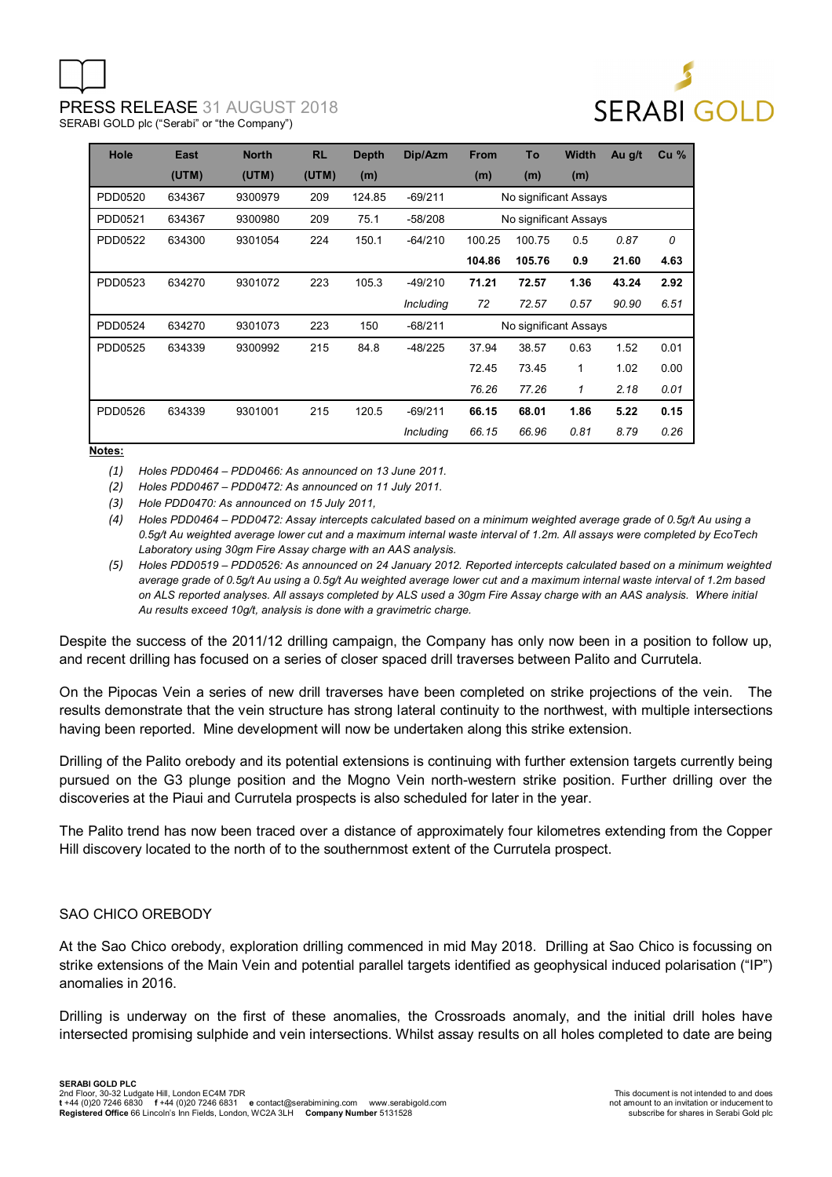| Hole | East (UTM) | North (UTM) | RL (UTM) | Depth (m) | Dip/Azm | From (m) | To (m) | Width (m) | Au g/t | Cu % |
|---|---|---|---|---|---|---|---|---|---|---|
| PDD0520 | 634367 | 9300979 | 209 | 124.85 | -69/211 | No significant Assays | | | | |
| PDD0521 | 634367 | 9300980 | 209 | 75.1 | -58/208 | No significant Assays | | | | |
| PDD0522 | 634300 | 9301054 | 224 | 150.1 | -64/210 | 100.25 | 100.75 | 0.5 | *0.87* | *0* |
| | | | | | | **104.86** | **105.76** | **0.9** | **21.60** | **4.63** |
| PDD0523 | 634270 | 9301072 | 223 | 105.3 | -49/210 | **71.21** | **72.57** | **1.36** | **43.24** | **2.92** |
| | | | | | *Including* | *72* | *72.57* | *0.57* | *90.90* | *6.51* |
| PDD0524 | 634270 | 9301073 | 223 | 150 | -68/211 | No significant Assays | | | | |
| PDD0525 | 634339 | 9300992 | 215 | 84.8 | -48/225 | 37.94 | 38.57 | 0.63 | 1.52 | 0.01 |
| | | | | | | 72.45 | 73.45 | 1 | 1.02 | 0.00 |
| | | | | | | *76.26* | *77.26* | *1* | *2.18* | *0.01* |
| PDD0526 | 634339 | 9301001 | 215 | 120.5 | -69/211 | **66.15** | **68.01** | **1.86** | **5.22** | **0.15** |
| | | | | | *Including* | *66.15* | *66.96* | *0.81* | *8.79* | *0.26* |

**Notes:**

*(1) Holes PDD0464 – PDD0466: As announced on 13 June 2011.*

*(2) Holes PDD0467 – PDD0472: As announced on 11 July 2011.*

*(3) Hole PDD0470: As announced on 15 July 2011,*

*(4) Holes PDD0464 – PDD0472: Assay intercepts calculated based on a minimum weighted average grade of 0.5g/t Au using a 0.5g/t Au weighted average lower cut and a maximum internal waste interval of 1.2m. All assays were completed by EcoTech Laboratory using 30gm Fire Assay charge with an AAS analysis.*

*(5) Holes PDD0519 – PDD0526: As announced on 24 January 2012. Reported intercepts calculated based on a minimum weighted average grade of 0.5g/t Au using a 0.5g/t Au weighted average lower cut and a maximum internal waste interval of 1.2m based on ALS reported analyses. All assays completed by ALS used a 30gm Fire Assay charge with an AAS analysis. Where initial Au results exceed 10g/t, analysis is done with a gravimetric charge.*

Despite the success of the 2011/12 drilling campaign, the Company has only now been in a position to follow up, and recent drilling has focused on a series of closer spaced drill traverses between Palito and Currutela.

On the Pipocas Vein a series of new drill traverses have been completed on strike projections of the vein. The results demonstrate that the vein structure has strong lateral continuity to the northwest, with multiple intersections having been reported. Mine development will now be undertaken along this strike extension.

Drilling of the Palito orebody and its potential extensions is continuing with further extension targets currently being pursued on the G3 plunge position and the Mogno Vein north-western strike position. Further drilling over the discoveries at the Piaui and Currutela prospects is also scheduled for later in the year.

The Palito trend has now been traced over a distance of approximately four kilometres extending from the Copper Hill discovery located to the north of to the southernmost extent of the Currutela prospect.

## SAO CHICO OREBODY

At the Sao Chico orebody, exploration drilling commenced in mid May 2018. Drilling at Sao Chico is focussing on strike extensions of the Main Vein and potential parallel targets identified as geophysical induced polarisation ("IP") anomalies in 2016.

Drilling is underway on the first of these anomalies, the Crossroads anomaly, and the initial drill holes have intersected promising sulphide and vein intersections. Whilst assay results on all holes completed to date are being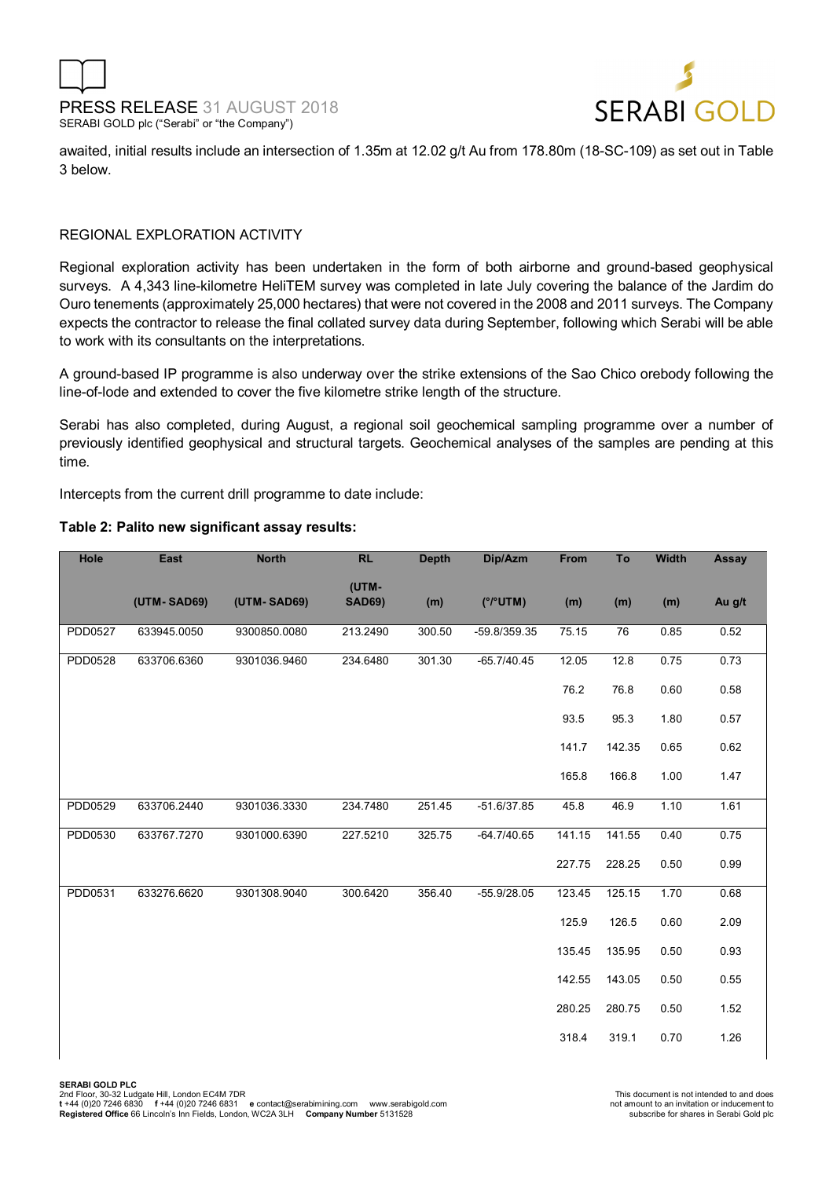awaited, initial results include an intersection of 1.35m at 12.02 g/t Au from 178.80m (18-SC-109) as set out in Table 3 below.

REGIONAL EXPLORATION ACTIVITY

Regional exploration activity has been undertaken in the form of both airborne and ground-based geophysical surveys. A 4,343 line-kilometre HeliTEM survey was completed in late July covering the balance of the Jardim do Ouro tenements (approximately 25,000 hectares) that were not covered in the 2008 and 2011 surveys. The Company expects the contractor to release the final collated survey data during September, following which Serabi will be able to work with its consultants on the interpretations.

A ground-based IP programme is also underway over the strike extensions of the Sao Chico orebody following the line-of-lode and extended to cover the five kilometre strike length of the structure.

Serabi has also completed, during August, a regional soil geochemical sampling programme over a number of previously identified geophysical and structural targets. Geochemical analyses of the samples are pending at this time.

Intercepts from the current drill programme to date include:

**Table 2: Palito new significant assay results:**

| Hole | East | North | RL | Depth | Dip/Azm | From | To | Width | Assay |
|---|---|---|---|---|---|---|---|---|---|
| | (UTM- SAD69) | (UTM- SAD69) | (UTM- SAD69) | (m) | (°/°UTM) | (m) | (m) | (m) | Au g/t |
| PDD0527 | 633945.0050 | 9300850.0080 | 213.2490 | 300.50 | -59.8/359.35 | 75.15 | 76 | 0.85 | 0.52 |
| PDD0528 | 633706.6360 | 9301036.9460 | 234.6480 | 301.30 | -65.7/40.45 | 12.05 | 12.8 | 0.75 | 0.73 |
| | | | | | | 76.2 | 76.8 | 0.60 | 0.58 |
| | | | | | | 93.5 | 95.3 | 1.80 | 0.57 |
| | | | | | | 141.7 | 142.35 | 0.65 | 0.62 |
| | | | | | | 165.8 | 166.8 | 1.00 | 1.47 |
| PDD0529 | 633706.2440 | 9301036.3330 | 234.7480 | 251.45 | -51.6/37.85 | 45.8 | 46.9 | 1.10 | 1.61 |
| PDD0530 | 633767.7270 | 9301000.6390 | 227.5210 | 325.75 | -64.7/40.65 | 141.15 | 141.55 | 0.40 | 0.75 |
| | | | | | | 227.75 | 228.25 | 0.50 | 0.99 |
| PDD0531 | 633276.6620 | 9301308.9040 | 300.6420 | 356.40 | -55.9/28.05 | 123.45 | 125.15 | 1.70 | 0.68 |
| | | | | | | 125.9 | 126.5 | 0.60 | 2.09 |
| | | | | | | 135.45 | 135.95 | 0.50 | 0.93 |
| | | | | | | 142.55 | 143.05 | 0.50 | 0.55 |
| | | | | | | 280.25 | 280.75 | 0.50 | 1.52 |
| | | | | | | 318.4 | 319.1 | 0.70 | 1.26 |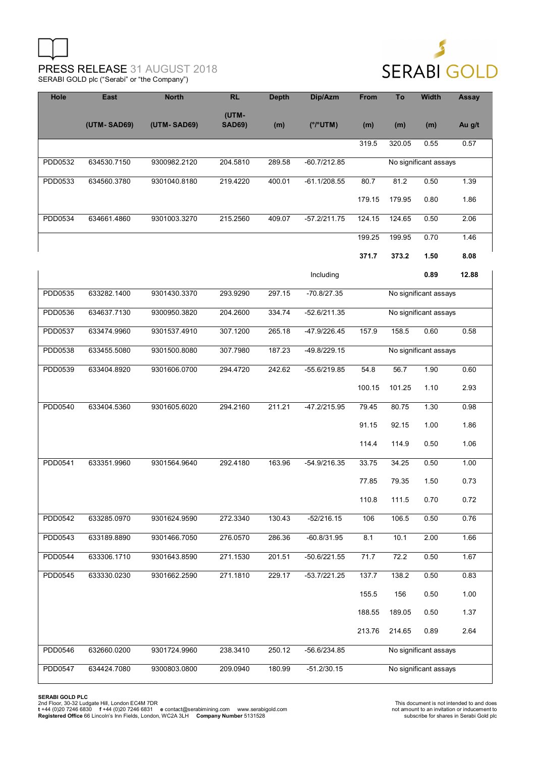| Hole | East | North | RL | Depth | Dip/Azm | From | To | Width | Assay |
|---|---|---|---|---|---|---|---|---|---|
| | (UTM- SAD69) | (UTM- SAD69) | (UTM- SAD69) | (m) | (°/°UTM) | (m) | (m) | (m) | Au g/t |
| | | | | | | 319.5 | 320.05 | 0.55 | 0.57 |
| PDD0532 | 634530.7150 | 9300982.2120 | 204.5810 | 289.58 | -60.7/212.85 | | No significant assays | | |
| PDD0533 | 634560.3780 | 9301040.8180 | 219.4220 | 400.01 | -61.1/208.55 | 80.7 | 81.2 | 0.50 | 1.39 |
| | | | | | | 179.15 | 179.95 | 0.80 | 1.86 |
| PDD0534 | 634661.4860 | 9301003.3270 | 215.2560 | 409.07 | -57.2/211.75 | 124.15 | 124.65 | 0.50 | 2.06 |
| | | | | | | 199.25 | 199.95 | 0.70 | 1.46 |
| | | | | | | **371.7** | **373.2** | **1.50** | **8.08** |
| | | | | | Including | | | **0.89** | **12.88** |
| PDD0535 | 633282.1400 | 9301430.3370 | 293.9290 | 297.15 | -70.8/27.35 | | No significant assays | | |
| PDD0536 | 634637.7130 | 9300950.3820 | 204.2600 | 334.74 | -52.6/211.35 | | No significant assays | | |
| PDD0537 | 633474.9960 | 9301537.4910 | 307.1200 | 265.18 | -47.9/226.45 | 157.9 | 158.5 | 0.60 | 0.58 |
| PDD0538 | 633455.5080 | 9301500.8080 | 307.7980 | 187.23 | -49.8/229.15 | | No significant assays | | |
| PDD0539 | 633404.8920 | 9301606.0700 | 294.4720 | 242.62 | -55.6/219.85 | 54.8 | 56.7 | 1.90 | 0.60 |
| | | | | | | 100.15 | 101.25 | 1.10 | 2.93 |
| PDD0540 | 633404.5360 | 9301605.6020 | 294.2160 | 211.21 | -47.2/215.95 | 79.45 | 80.75 | 1.30 | 0.98 |
| | | | | | | 91.15 | 92.15 | 1.00 | 1.86 |
| | | | | | | 114.4 | 114.9 | 0.50 | 1.06 |
| PDD0541 | 633351.9960 | 9301564.9640 | 292.4180 | 163.96 | -54.9/216.35 | 33.75 | 34.25 | 0.50 | 1.00 |
| | | | | | | 77.85 | 79.35 | 1.50 | 0.73 |
| | | | | | | 110.8 | 111.5 | 0.70 | 0.72 |
| PDD0542 | 633285.0970 | 9301624.9590 | 272.3340 | 130.43 | -52/216.15 | 106 | 106.5 | 0.50 | 0.76 |
| PDD0543 | 633189.8890 | 9301466.7050 | 276.0570 | 286.36 | -60.8/31.95 | 8.1 | 10.1 | 2.00 | 1.66 |
| PDD0544 | 633306.1710 | 9301643.8590 | 271.1530 | 201.51 | -50.6/221.55 | 71.7 | 72.2 | 0.50 | 1.67 |
| PDD0545 | 633330.0230 | 9301662.2590 | 271.1810 | 229.17 | -53.7/221.25 | 137.7 | 138.2 | 0.50 | 0.83 |
| | | | | | | 155.5 | 156 | 0.50 | 1.00 |
| | | | | | | 188.55 | 189.05 | 0.50 | 1.37 |
| | | | | | | 213.76 | 214.65 | 0.89 | 2.64 |
| PDD0546 | 632660.0200 | 9301724.9960 | 238.3410 | 250.12 | -56.6/234.85 | | No significant assays | | |
| PDD0547 | 634424.7080 | 9300803.0800 | 209.0940 | 180.99 | -51.2/30.15 | | No significant assays | | |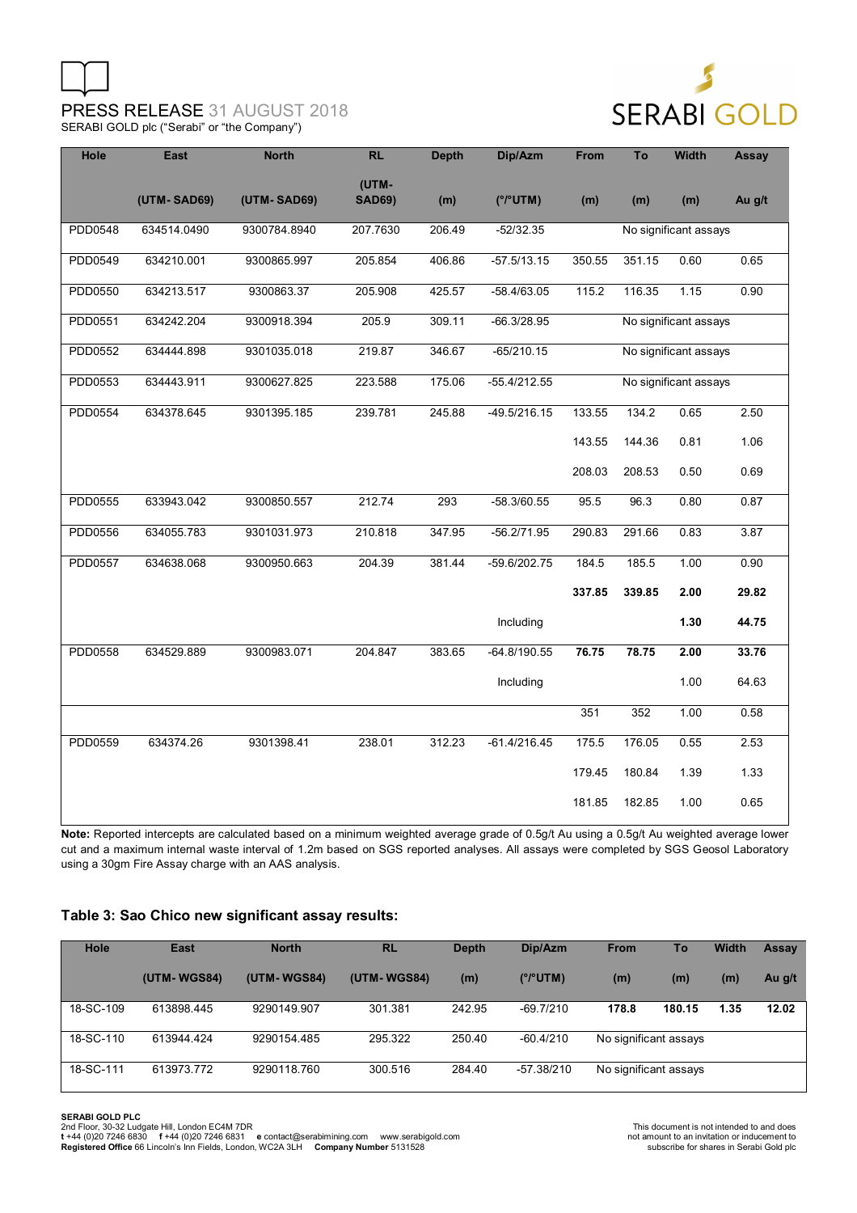| Hole | East | North | RL | Depth | Dip/Azm | From | To | Width | Assay |
|---|---|---|---|---|---|---|---|---|---|
| | (UTM- SAD69) | (UTM- SAD69) | (UTM-SAD69) | (m) | (°/°UTM) | (m) | (m) | (m) | Au g/t |
| PDD0548 | 634514.0490 | 9300784.8940 | 207.7630 | 206.49 | -52/32.35 | No significant assays | | | |
| PDD0549 | 634210.001 | 9300865.997 | 205.854 | 406.86 | -57.5/13.15 | 350.55 | 351.15 | 0.60 | 0.65 |
| PDD0550 | 634213.517 | 9300863.37 | 205.908 | 425.57 | -58.4/63.05 | 115.2 | 116.35 | 1.15 | 0.90 |
| PDD0551 | 634242.204 | 9300918.394 | 205.9 | 309.11 | -66.3/28.95 | No significant assays | | | |
| PDD0552 | 634444.898 | 9301035.018 | 219.87 | 346.67 | -65/210.15 | No significant assays | | | |
| PDD0553 | 634443.911 | 9300627.825 | 223.588 | 175.06 | -55.4/212.55 | No significant assays | | | |
| PDD0554 | 634378.645 | 9301395.185 | 239.781 | 245.88 | -49.5/216.15 | 133.55 | 134.2 | 0.65 | 2.50 |
| | | | | | | 143.55 | 144.36 | 0.81 | 1.06 |
| | | | | | | 208.03 | 208.53 | 0.50 | 0.69 |
| PDD0555 | 633943.042 | 9300850.557 | 212.74 | 293 | -58.3/60.55 | 95.5 | 96.3 | 0.80 | 0.87 |
| PDD0556 | 634055.783 | 9301031.973 | 210.818 | 347.95 | -56.2/71.95 | 290.83 | 291.66 | 0.83 | 3.87 |
| PDD0557 | 634638.068 | 9300950.663 | 204.39 | 381.44 | -59.6/202.75 | 184.5 | 185.5 | 1.00 | 0.90 |
| | | | | | | **337.85** | **339.85** | **2.00** | **29.82** |
| | | | | | Including | | | **1.30** | **44.75** |
| PDD0558 | 634529.889 | 9300983.071 | 204.847 | 383.65 | -64.8/190.55 | **76.75** | **78.75** | **2.00** | **33.76** |
| | | | | | Including | | | 1.00 | 64.63 |
| | | | | | | 351 | 352 | 1.00 | 0.58 |
| PDD0559 | 634374.26 | 9301398.41 | 238.01 | 312.23 | -61.4/216.45 | 175.5 | 176.05 | 0.55 | 2.53 |
| | | | | | | 179.45 | 180.84 | 1.39 | 1.33 |
| | | | | | | 181.85 | 182.85 | 1.00 | 0.65 |

**Note:** Reported intercepts are calculated based on a minimum weighted average grade of 0.5g/t Au using a 0.5g/t Au weighted average lower cut and a maximum internal waste interval of 1.2m based on SGS reported analyses. All assays were completed by SGS Geosol Laboratory using a 30gm Fire Assay charge with an AAS analysis.

### Table 3: Sao Chico new significant assay results:

| Hole | East | North | RL | Depth | Dip/Azm | From | To | Width | Assay |
|---|---|---|---|---|---|---|---|---|---|
| | (UTM- WGS84) | (UTM- WGS84) | (UTM- WGS84) | (m) | (°/°UTM) | (m) | (m) | (m) | Au g/t |
| 18-SC-109 | 613898.445 | 9290149.907 | 301.381 | 242.95 | -69.7/210 | **178.8** | **180.15** | **1.35** | **12.02** |
| 18-SC-110 | 613944.424 | 9290154.485 | 295.322 | 250.40 | -60.4/210 | No significant assays | | | |
| 18-SC-111 | 613973.772 | 9290118.760 | 300.516 | 284.40 | -57.38/210 | No significant assays | | | |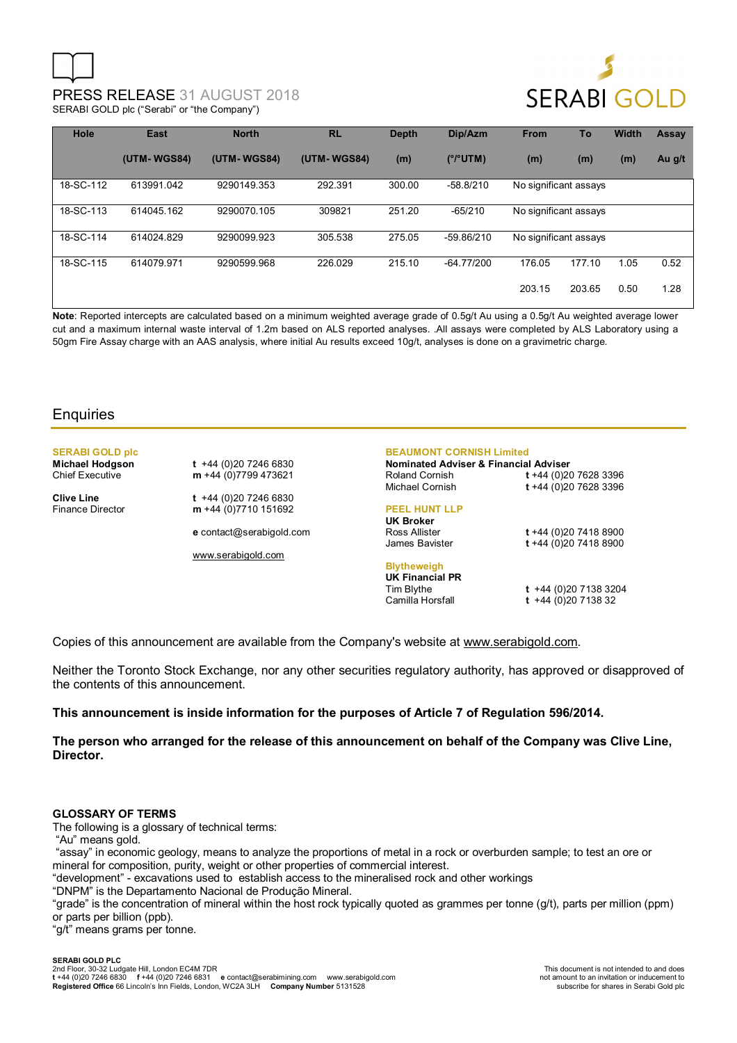| Hole | East (UTM- WGS84) | North (UTM- WGS84) | RL (UTM- WGS84) | Depth (m) | Dip/Azm (°/°UTM) | From (m) | To (m) | Width (m) | Assay Au g/t |
|---|---|---|---|---|---|---|---|---|---|
| 18-SC-112 | 613991.042 | 9290149.353 | 292.391 | 300.00 | -58.8/210 | No significant assays | | | |
| 18-SC-113 | 614045.162 | 9290070.105 | 309821 | 251.20 | -65/210 | No significant assays | | | |
| 18-SC-114 | 614024.829 | 9290099.923 | 305.538 | 275.05 | -59.86/210 | No significant assays | | | |
| 18-SC-115 | 614079.971 | 9290599.968 | 226.029 | 215.10 | -64.77/200 | 176.05 | 177.10 | 1.05 | 0.52 |
| | | | | | | 203.15 | 203.65 | 0.50 | 1.28 |

**Note**: Reported intercepts are calculated based on a minimum weighted average grade of 0.5g/t Au using a 0.5g/t Au weighted average lower cut and a maximum internal waste interval of 1.2m based on ALS reported analyses. .All assays were completed by ALS Laboratory using a 50gm Fire Assay charge with an AAS analysis, where initial Au results exceed 10g/t, analyses is done on a gravimetric charge.

## Enquiries

**SERABI GOLD plc**

**Michael Hodgson**
Chief Executive
**t** +44 (0)20 7246 6830
**m** +44 (0)7799 473621

**Clive Line**
Finance Director
**t** +44 (0)20 7246 6830
**m** +44 (0)7710 151692

**e** contact@serabigold.com

www.serabigold.com

**BEAUMONT CORNISH Limited**

**Nominated Adviser & Financial Adviser**
Roland Cornish **t** +44 (0)20 7628 3396
Michael Cornish **t** +44 (0)20 7628 3396

**PEEL HUNT LLP**

**UK Broker**
Ross Allister **t** +44 (0)20 7418 8900
James Bavister **t** +44 (0)20 7418 8900

**Blytheweigh**

**UK Financial PR**
Tim Blythe **t** +44 (0)20 7138 3204
Camilla Horsfall **t** +44 (0)20 7138 32

Copies of this announcement are available from the Company's website at www.serabigold.com.

Neither the Toronto Stock Exchange, nor any other securities regulatory authority, has approved or disapproved of the contents of this announcement.

**This announcement is inside information for the purposes of Article 7 of Regulation 596/2014.**

**The person who arranged for the release of this announcement on behalf of the Company was Clive Line, Director.**

### GLOSSARY OF TERMS

The following is a glossary of technical terms:

"Au" means gold.

"assay" in economic geology, means to analyze the proportions of metal in a rock or overburden sample; to test an ore or mineral for composition, purity, weight or other properties of commercial interest.

"development" - excavations used to establish access to the mineralised rock and other workings

"DNPM" is the Departamento Nacional de Produção Mineral.

"grade" is the concentration of mineral within the host rock typically quoted as grammes per tonne (g/t), parts per million (ppm) or parts per billion (ppb).

"g/t" means grams per tonne.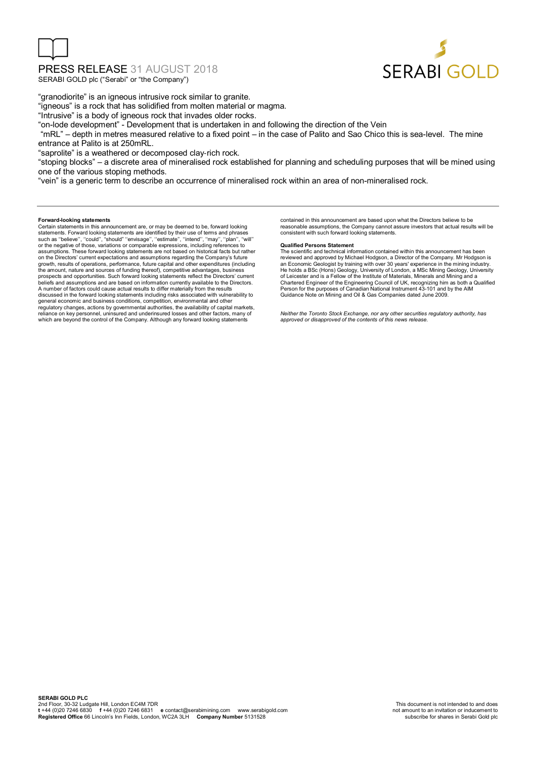"granodiorite" is an igneous intrusive rock similar to granite.

"igneous" is a rock that has solidified from molten material or magma.

"Intrusive" is a body of igneous rock that invades older rocks.

"on-lode development" - Development that is undertaken in and following the direction of the Vein

"mRL" – depth in metres measured relative to a fixed point – in the case of Palito and Sao Chico this is sea-level. The mine entrance at Palito is at 250mRL.

"saprolite" is a weathered or decomposed clay-rich rock.

"stoping blocks" – a discrete area of mineralised rock established for planning and scheduling purposes that will be mined using one of the various stoping methods.

"vein" is a generic term to describe an occurrence of mineralised rock within an area of non-mineralised rock.

**Forward-looking statements**

Certain statements in this announcement are, or may be deemed to be, forward looking statements. Forward looking statements are identified by their use of terms and phrases such as ''believe'', ''could'', "should" ''envisage'', ''estimate'', ''intend'', ''may'', ''plan'', ''will'' or the negative of those, variations or comparable expressions, including references to assumptions. These forward looking statements are not based on historical facts but rather on the Directors' current expectations and assumptions regarding the Company's future growth, results of operations, performance, future capital and other expenditures (including the amount, nature and sources of funding thereof), competitive advantages, business prospects and opportunities. Such forward looking statements reflect the Directors' current beliefs and assumptions and are based on information currently available to the Directors. A number of factors could cause actual results to differ materially from the results discussed in the forward looking statements including risks associated with vulnerability to general economic and business conditions, competition, environmental and other regulatory changes, actions by governmental authorities, the availability of capital markets, reliance on key personnel, uninsured and underinsured losses and other factors, many of which are beyond the control of the Company. Although any forward looking statements contained in this announcement are based upon what the Directors believe to be reasonable assumptions, the Company cannot assure investors that actual results will be consistent with such forward looking statements.

**Qualified Persons Statement**

The scientific and technical information contained within this announcement has been reviewed and approved by Michael Hodgson, a Director of the Company. Mr Hodgson is an Economic Geologist by training with over 30 years' experience in the mining industry. He holds a BSc (Hons) Geology, University of London, a MSc Mining Geology, University of Leicester and is a Fellow of the Institute of Materials, Minerals and Mining and a Chartered Engineer of the Engineering Council of UK, recognizing him as both a Qualified Person for the purposes of Canadian National Instrument 43-101 and by the AIM Guidance Note on Mining and Oil & Gas Companies dated June 2009.

*Neither the Toronto Stock Exchange, nor any other securities regulatory authority, has approved or disapproved of the contents of this news release.*